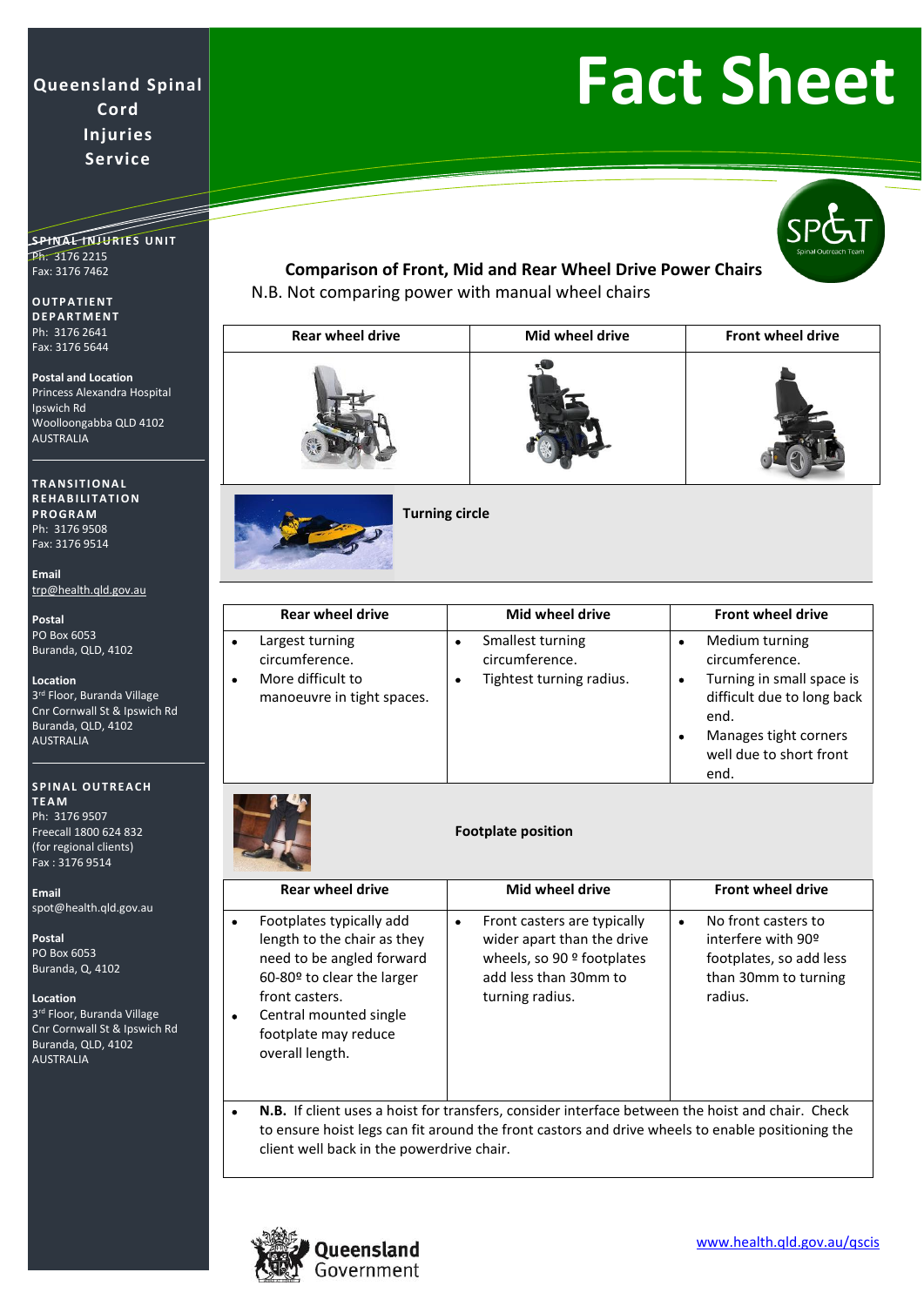# Fact Sheet

**Queensland Spinal Cord Injuries Service**

**SPINAL INJURIES UNIT**
Ph: 3176 2215
Fax: 3176 7462

**OUTPATIENT DEPARTMENT**
Ph: 3176 2641
Fax: 3176 5644

**Postal and Location**
Princess Alexandra Hospital
Ipswich Rd
Woolloongabba QLD 4102
AUSTRALIA

**TRANSITIONAL REHABILITATION PROGRAM**
Ph: 3176 9508
Fax: 3176 9514

**Email**
trp@health.qld.gov.au

**Postal**
PO Box 6053
Buranda, QLD, 4102

**Location**
3rd Floor, Buranda Village
Cnr Cornwall St & Ipswich Rd
Buranda, QLD, 4102
AUSTRALIA

**SPINAL OUTREACH TEAM**
Ph: 3176 9507
Freecall 1800 624 832
(for regional clients)
Fax : 3176 9514

**Email**
spot@health.qld.gov.au

**Postal**
PO Box 6053
Buranda, Q, 4102

**Location**
3rd Floor, Buranda Village
Cnr Cornwall St & Ipswich Rd
Buranda, QLD, 4102
AUSTRALIA

## Comparison of Front, Mid and Rear Wheel Drive Power Chairs

N.B. Not comparing power with manual wheel chairs

| Rear wheel drive | Mid wheel drive | Front wheel drive |
|---|---|---|

### Turning circle

| Rear wheel drive | Mid wheel drive | Front wheel drive |
|---|---|---|
| • Largest turning circumference.<br>• More difficult to manoeuvre in tight spaces. | • Smallest turning circumference.<br>• Tightest turning radius. | • Medium turning circumference.<br>• Turning in small space is difficult due to long back end.<br>• Manages tight corners well due to short front end. |

### Footplate position

| Rear wheel drive | Mid wheel drive | Front wheel drive |
|---|---|---|
| • Footplates typically add length to the chair as they need to be angled forward 60-80º to clear the larger front casters.<br>• Central mounted single footplate may reduce overall length. | • Front casters are typically wider apart than the drive wheels, so 90 º footplates add less than 30mm to turning radius. | • No front casters to interfere with 90º footplates, so add less than 30mm to turning radius. |

- **N.B.** If client uses a hoist for transfers, consider interface between the hoist and chair. Check to ensure hoist legs can fit around the front castors and drive wheels to enable positioning the client well back in the powerdrive chair.

Queensland Government

www.health.qld.gov.au/qscis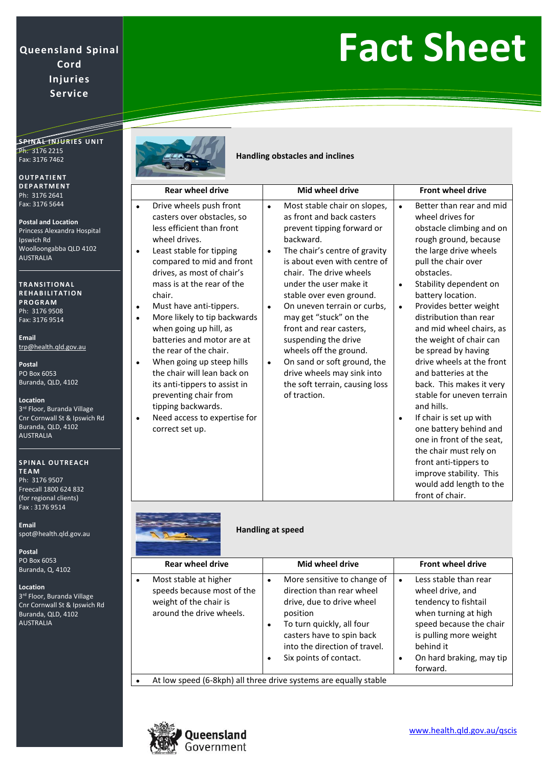**Queensland Spinal Cord Injuries Service**

# Fact Sheet

**SPINAL INJURIES UNIT**
Ph: 3176 2215
Fax: 3176 7462

**OUTPATIENT DEPARTMENT**
Ph: 3176 2641
Fax: 3176 5644

**Postal and Location**
Princess Alexandra Hospital
Ipswich Rd
Woolloongabba QLD 4102
AUSTRALIA

**TRANSITIONAL REHABILITATION PROGRAM**
Ph: 3176 9508
Fax: 3176 9514

**Email**
trp@health.qld.gov.au

**Postal**
PO Box 6053
Buranda, QLD, 4102

**Location**
3rd Floor, Buranda Village
Cnr Cornwall St & Ipswich Rd
Buranda, QLD, 4102
AUSTRALIA

**SPINAL OUTREACH TEAM**
Ph: 3176 9507
Freecall 1800 624 832
(for regional clients)
Fax : 3176 9514

**Email**
spot@health.qld.gov.au

**Postal**
PO Box 6053
Buranda, Q, 4102

**Location**
3rd Floor, Buranda Village
Cnr Cornwall St & Ipswich Rd
Buranda, QLD, 4102
AUSTRALIA

## Handling obstacles and inclines

| Rear wheel drive | Mid wheel drive | Front wheel drive |
|---|---|---|
| • Drive wheels push front casters over obstacles, so less efficient than front wheel drives.<br>• Least stable for tipping compared to mid and front drives, as most of chair's mass is at the rear of the chair.<br>• Must have anti-tippers.<br>• More likely to tip backwards when going up hill, as batteries and motor are at the rear of the chair.<br>• When going up steep hills the chair will lean back on its anti-tippers to assist in preventing chair from tipping backwards.<br>• Need access to expertise for correct set up. | • Most stable chair on slopes, as front and back casters prevent tipping forward or backward.<br>• The chair's centre of gravity is about even with centre of chair. The drive wheels under the user make it stable over even ground.<br>• On uneven terrain or curbs, may get "stuck" on the front and rear casters, suspending the drive wheels off the ground.<br>• On sand or soft ground, the drive wheels may sink into the soft terrain, causing loss of traction. | • Better than rear and mid wheel drives for obstacle climbing and on rough ground, because the large drive wheels pull the chair over obstacles.<br>• Stability dependent on battery location.<br>• Provides better weight distribution than rear and mid wheel chairs, as the weight of chair can be spread by having drive wheels at the front and batteries at the back. This makes it very stable for uneven terrain and hills.<br>• If chair is set up with one battery behind and one in front of the seat, the chair must rely on front anti-tippers to improve stability. This would add length to the front of chair. |

## Handling at speed

| Rear wheel drive | Mid wheel drive | Front wheel drive |
|---|---|---|
| • Most stable at higher speeds because most of the weight of the chair is around the drive wheels. | • More sensitive to change of direction than rear wheel drive, due to drive wheel position<br>• To turn quickly, all four casters have to spin back into the direction of travel.<br>• Six points of contact. | • Less stable than rear wheel drive, and tendency to fishtail when turning at high speed because the chair is pulling more weight behind it<br>• On hard braking, may tip forward. |
| • At low speed (6-8kph) all three drive systems are equally stable | | |

Queensland Government

www.health.qld.gov.au/qscis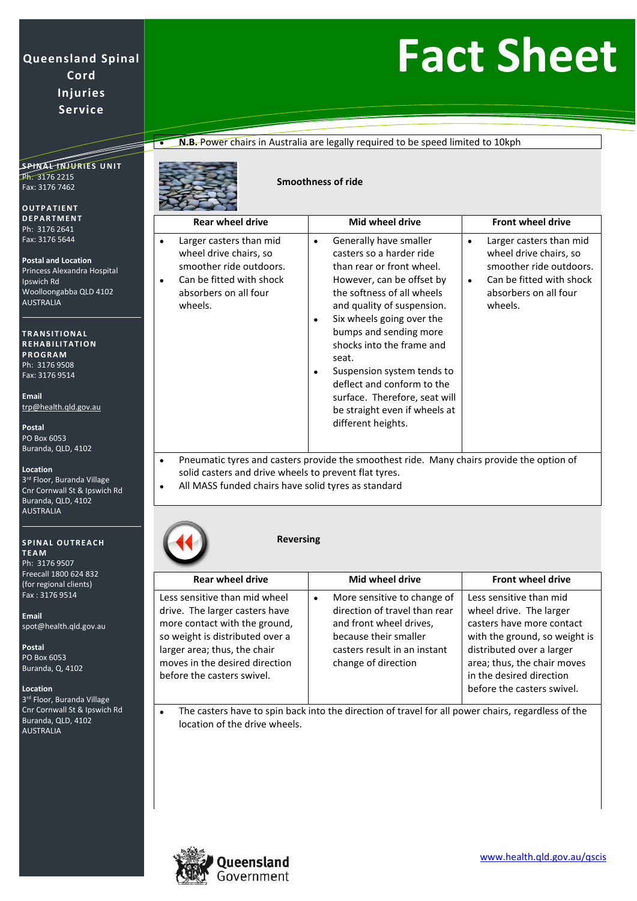# Fact Sheet

**Queensland Spinal Cord Injuries Service**

**SPINAL INJURIES UNIT**
Ph: 3176 2215
Fax: 3176 7462

**OUTPATIENT DEPARTMENT**
Ph: 3176 2641
Fax: 3176 5644

**Postal and Location**
Princess Alexandra Hospital
Ipswich Rd
Woolloongabba QLD 4102
AUSTRALIA

**TRANSITIONAL REHABILITATION PROGRAM**
Ph: 3176 9508
Fax: 3176 9514

**Email**
trp@health.qld.gov.au

**Postal**
PO Box 6053
Buranda, QLD, 4102

**Location**
3rd Floor, Buranda Village
Cnr Cornwall St & Ipswich Rd
Buranda, QLD, 4102
AUSTRALIA

**SPINAL OUTREACH TEAM**
Ph: 3176 9507
Freecall 1800 624 832
(for regional clients)
Fax : 3176 9514

**Email**
spot@health.qld.gov.au

**Postal**
PO Box 6053
Buranda, Q, 4102

**Location**
3rd Floor, Buranda Village
Cnr Cornwall St & Ipswich Rd
Buranda, QLD, 4102
AUSTRALIA

- **N.B.** Power chairs in Australia are legally required to be speed limited to 10kph

## Smoothness of ride

| Rear wheel drive | Mid wheel drive | Front wheel drive |
|---|---|---|
| • Larger casters than mid wheel drive chairs, so smoother ride outdoors.<br>• Can be fitted with shock absorbers on all four wheels. | • Generally have smaller casters so a harder ride than rear or front wheel. However, can be offset by the softness of all wheels and quality of suspension.<br>• Six wheels going over the bumps and sending more shocks into the frame and seat.<br>• Suspension system tends to deflect and conform to the surface. Therefore, seat will be straight even if wheels at different heights. | • Larger casters than mid wheel drive chairs, so smoother ride outdoors.<br>• Can be fitted with shock absorbers on all four wheels. |

- Pneumatic tyres and casters provide the smoothest ride. Many chairs provide the option of solid casters and drive wheels to prevent flat tyres.
- All MASS funded chairs have solid tyres as standard

## Reversing

| Rear wheel drive | Mid wheel drive | Front wheel drive |
|---|---|---|
| Less sensitive than mid wheel drive. The larger casters have more contact with the ground, so weight is distributed over a larger area; thus, the chair moves in the desired direction before the casters swivel. | • More sensitive to change of direction of travel than rear and front wheel drives, because their smaller casters result in an instant change of direction | Less sensitive than mid wheel drive. The larger casters have more contact with the ground, so weight is distributed over a larger area; thus, the chair moves in the desired direction before the casters swivel. |

- The casters have to spin back into the direction of travel for all power chairs, regardless of the location of the drive wheels.

Queensland Government

www.health.qld.gov.au/qscis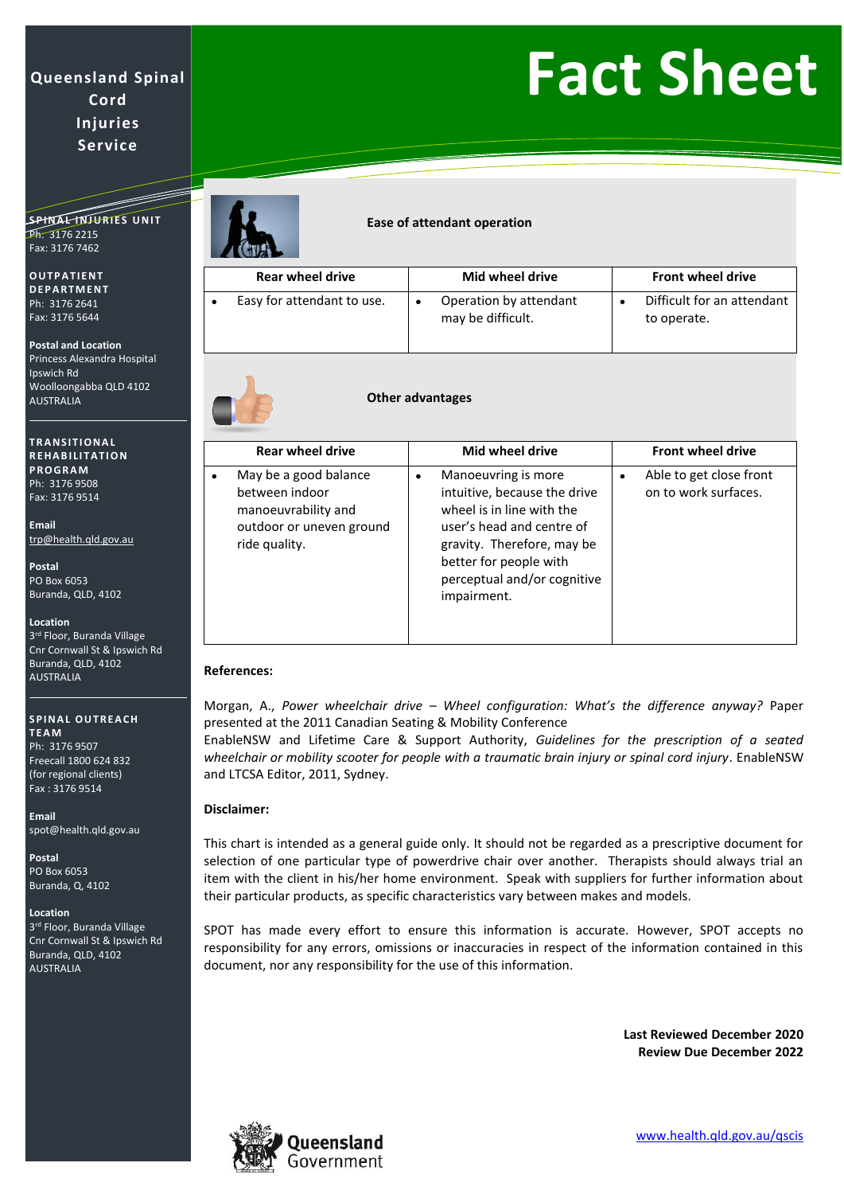Queensland Spinal Cord Injuries Service

**SPINAL INJURIES UNIT**
Ph: 3176 2215
Fax: 3176 7462

**OUTPATIENT DEPARTMENT**
Ph: 3176 2641
Fax: 3176 5644

**Postal and Location**
Princess Alexandra Hospital
Ipswich Rd
Woolloongabba QLD 4102
AUSTRALIA

**TRANSITIONAL REHABILITATION PROGRAM**
Ph: 3176 9508
Fax: 3176 9514

**Email**
trp@health.qld.gov.au

**Postal**
PO Box 6053
Buranda, QLD, 4102

**Location**
3rd Floor, Buranda Village
Cnr Cornwall St & Ipswich Rd
Buranda, QLD, 4102
AUSTRALIA

**SPINAL OUTREACH TEAM**
Ph: 3176 9507
Freecall 1800 624 832
(for regional clients)
Fax : 3176 9514

**Email**
spot@health.qld.gov.au

**Postal**
PO Box 6053
Buranda, Q, 4102

**Location**
3rd Floor, Buranda Village
Cnr Cornwall St & Ipswich Rd
Buranda, QLD, 4102
AUSTRALIA

# Fact Sheet

**Ease of attendant operation**

| Rear wheel drive | Mid wheel drive | Front wheel drive |
|---|---|---|
| • Easy for attendant to use. | • Operation by attendant may be difficult. | • Difficult for an attendant to operate. |

**Other advantages**

| Rear wheel drive | Mid wheel drive | Front wheel drive |
|---|---|---|
| • May be a good balance between indoor manoeuvrability and outdoor or uneven ground ride quality. | • Manoeuvring is more intuitive, because the drive wheel is in line with the user's head and centre of gravity. Therefore, may be better for people with perceptual and/or cognitive impairment. | • Able to get close front on to work surfaces. |

**References:**

Morgan, A., *Power wheelchair drive – Wheel configuration: What's the difference anyway?* Paper presented at the 2011 Canadian Seating & Mobility Conference

EnableNSW and Lifetime Care & Support Authority, *Guidelines for the prescription of a seated wheelchair or mobility scooter for people with a traumatic brain injury or spinal cord injury*. EnableNSW and LTCSA Editor, 2011, Sydney.

**Disclaimer:**

This chart is intended as a general guide only. It should not be regarded as a prescriptive document for selection of one particular type of powerdrive chair over another. Therapists should always trial an item with the client in his/her home environment. Speak with suppliers for further information about their particular products, as specific characteristics vary between makes and models.

SPOT has made every effort to ensure this information is accurate. However, SPOT accepts no responsibility for any errors, omissions or inaccuracies in respect of the information contained in this document, nor any responsibility for the use of this information.

**Last Reviewed December 2020**
**Review Due December 2022**

Queensland Government

www.health.qld.gov.au/qscis